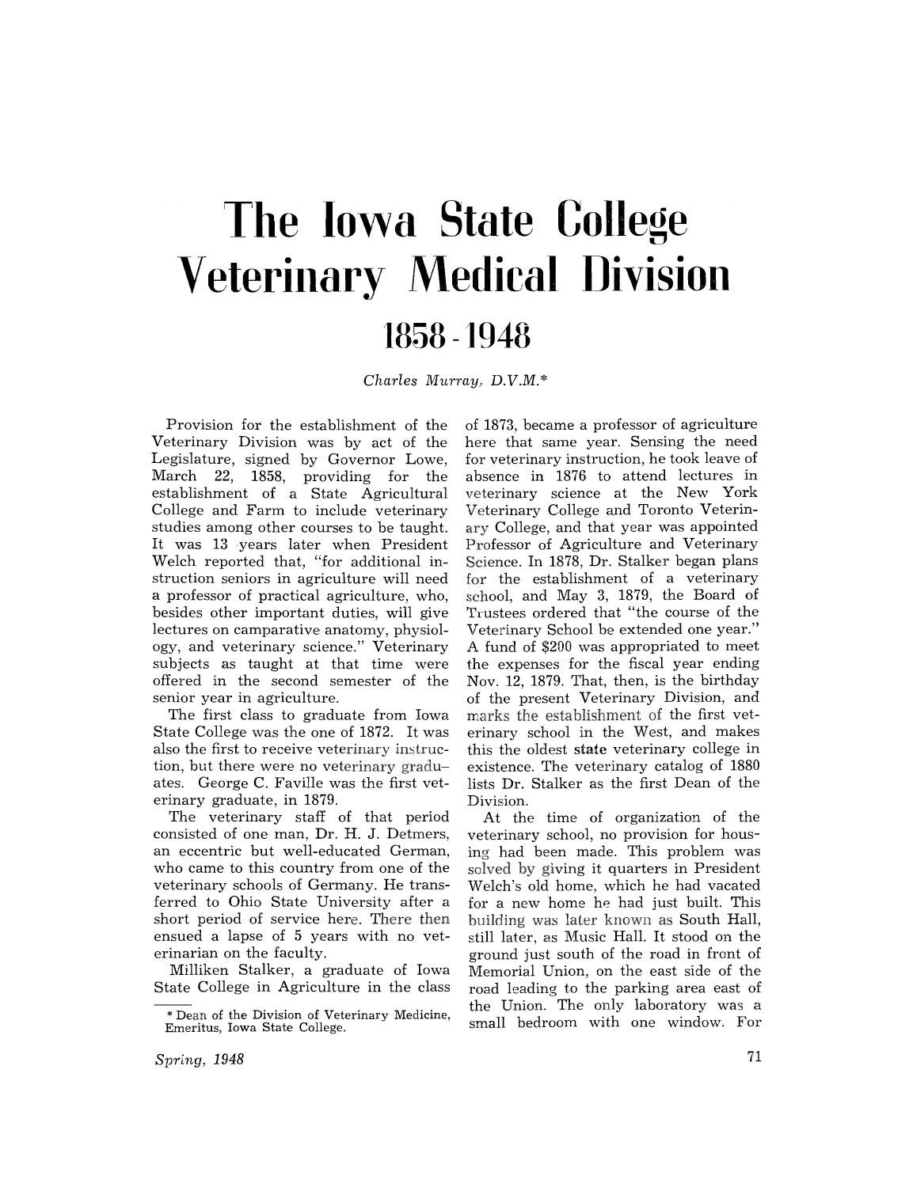# The Iowa State College Veterinary Medical Division

## 1858 - 1948

*Charles Murray, D.V.M.**

Provision for the establishment of the Veterinary Division was by act of the Legislature, signed by Governor Lowe, March 22, 1858, providing for the establishment of a State Agricultural College and Farm to include veterinary studies among other courses to be taught. It was 13 years later when President Welch reported that, "for additional instruction seniors in agriculture will need a professor of practical agriculture, who, besides other important duties, will give lectures on camparative anatomy, physiology, and veterinary science." Veterinary subjects as taught at that time were offered in the second semester of the senior year in agriculture.

The first class to graduate from Iowa State College was the one of 1872. It was also the first to receive veterinary instruction, but there were no veterinary graduates. George C. Faville was the first veterinary graduate, in 1879.

The veterinary staff of that period consisted of one man, Dr. H. J. Detmers, an eccentric but well-educated German, who came to this country from one of the veterinary schools of Germany. He transferred to Ohio State University after a short period of service here. There then ensued a lapse of 5 years with no veterinarian on the faculty.

Milliken Stalker, a graduate of Iowa State College in Agriculture in the class of 1873, became a professor of agriculture here that same year. Sensing the need for veterinary instruction, he took leave of absence in 1876 to attend lectures in veterinary science at the New York Veterinary College and Toronto Veterinary College, and that year was appointed Professor of Agriculture and Veterinary Science. In 1878, Dr. Stalker began plans for the establishment of a veterinary school, and May 3, 1879, the Board of Trustees ordered that "the course of the Veterinary School be extended one year." A fund of $200 was appropriated to meet the expenses for the fiscal year ending Nov. 12, 1879. That, then, is the birthday of the present Veterinary Division, and marks the establishment of the first veterinary school in the West, and makes this the oldest state veterinary college in existence. The veterinary catalog of 1880 lists Dr. Stalker as the first Dean of the Division.

At the time of organization of the veterinary school, no provision for housing had been made. This problem was solved by giving it quarters in President Welch's old home, which he had vacated for a new home he had just built. This building was later known as South Hall, still later, as Music Hall. It stood on the ground just south of the road in front of Memorial Union, on the east side of the road leading to the parking area east of the Union. The only laboratory was a small bedroom with one window. For

---

\* Dean of the Division of Veterinary Medicine, Emeritus, Iowa State College.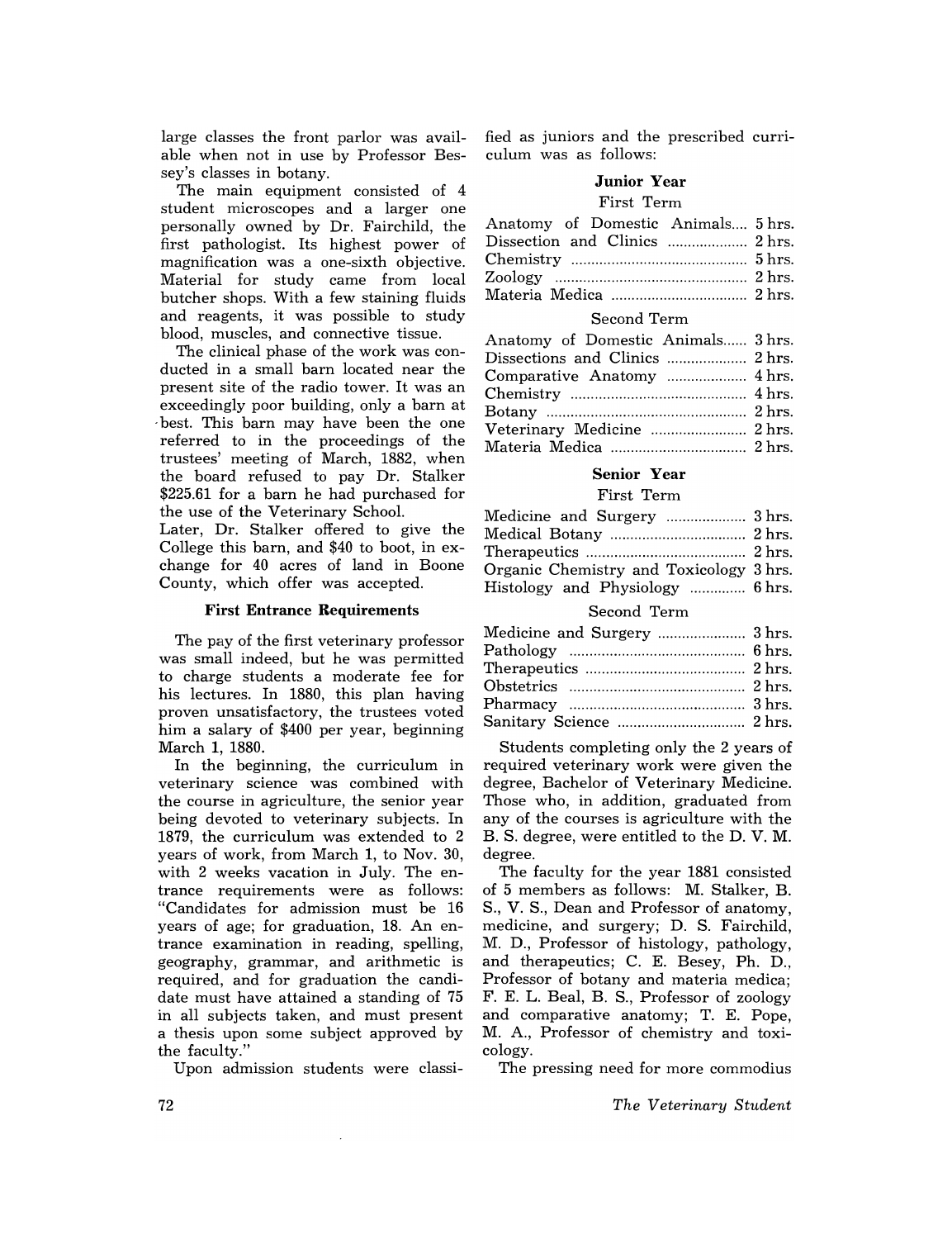large classes the front parlor was available when not in use by Professor Bessey's classes in botany.

The main equipment consisted of 4 student microscopes and a larger one personally owned by Dr. Fairchild, the first pathologist. Its highest power of magnification was a one-sixth objective. Material for study came from local butcher shops. With a few staining fluids and reagents, it was possible to study blood, muscles, and connective tissue.

The clinical phase of the work was conducted in a small barn located near the present site of the radio tower. It was an exceedingly poor building, only a barn at best. This barn may have been the one referred to in the proceedings of the trustees' meeting of March, 1882, when the board refused to pay Dr. Stalker $225.61 for a barn he had purchased for the use of the Veterinary School.

Later, Dr. Stalker offered to give the College this barn, and $40 to boot, in exchange for 40 acres of land in Boone County, which offer was accepted.

### First Entrance Requirements

The pay of the first veterinary professor was small indeed, but he was permitted to charge students a moderate fee for his lectures. In 1880, this plan having proven unsatisfactory, the trustees voted him a salary of $400 per year, beginning March 1, 1880.

In the beginning, the curriculum in veterinary science was combined with the course in agriculture, the senior year being devoted to veterinary subjects. In 1879, the curriculum was extended to 2 years of work, from March 1, to Nov. 30, with 2 weeks vacation in July. The entrance requirements were as follows: "Candidates for admission must be 16 years of age; for graduation, 18. An entrance examination in reading, spelling, geography, grammar, and arithmetic is required, and for graduation the candidate must have attained a standing of 75 in all subjects taken, and must present a thesis upon some subject approved by the faculty."

Upon admission students were classified as juniors and the prescribed curriculum was as follows:

**Junior Year**

First Term

| Subject | Hours |
|---|---|
| Anatomy of Domestic Animals | 5 hrs. |
| Dissection and Clinics | 2 hrs. |
| Chemistry | 5 hrs. |
| Zoology | 2 hrs. |
| Materia Medica | 2 hrs. |

Second Term

| Subject | Hours |
|---|---|
| Anatomy of Domestic Animals | 3 hrs. |
| Dissections and Clinics | 2 hrs. |
| Comparative Anatomy | 4 hrs. |
| Chemistry | 4 hrs. |
| Botany | 2 hrs. |
| Veterinary Medicine | 2 hrs. |
| Materia Medica | 2 hrs. |

**Senior Year**

First Term

| Subject | Hours |
|---|---|
| Medicine and Surgery | 3 hrs. |
| Medical Botany | 2 hrs. |
| Therapeutics | 2 hrs. |
| Organic Chemistry and Toxicology | 3 hrs. |
| Histology and Physiology | 6 hrs. |

Second Term

| Subject | Hours |
|---|---|
| Medicine and Surgery | 3 hrs. |
| Pathology | 6 hrs. |
| Therapeutics | 2 hrs. |
| Obstetrics | 2 hrs. |
| Pharmacy | 3 hrs. |
| Sanitary Science | 2 hrs. |

Students completing only the 2 years of required veterinary work were given the degree, Bachelor of Veterinary Medicine. Those who, in addition, graduated from any of the courses is agriculture with the B. S. degree, were entitled to the D. V. M. degree.

The faculty for the year 1881 consisted of 5 members as follows: M. Stalker, B. S., V. S., Dean and Professor of anatomy, medicine, and surgery; D. S. Fairchild, M. D., Professor of histology, pathology, and therapeutics; C. E. Besey, Ph. D., Professor of botany and materia medica; F. E. L. Beal, B. S., Professor of zoology and comparative anatomy; T. E. Pope, M. A., Professor of chemistry and toxicology.

The pressing need for more commodius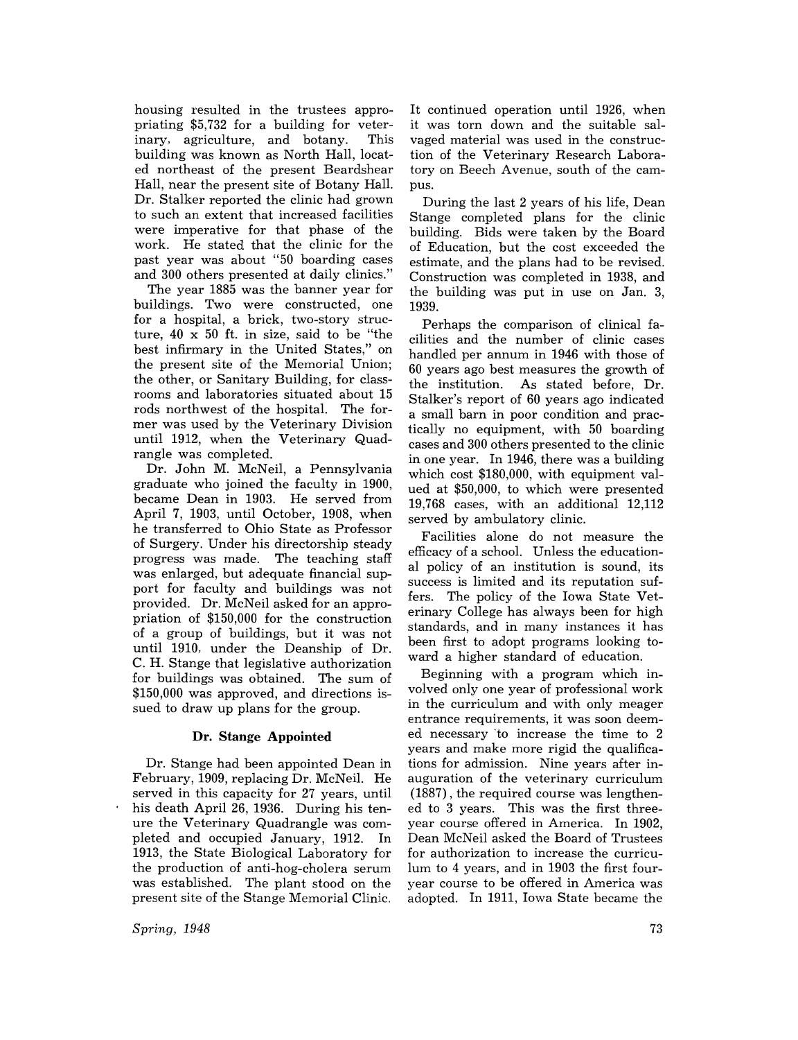housing resulted in the trustees appropriating $5,732 for a building for veterinary, agriculture, and botany. This building was known as North Hall, located northeast of the present Beardshear Hall, near the present site of Botany Hall. Dr. Stalker reported the clinic had grown to such an extent that increased facilities were imperative for that phase of the work. He stated that the clinic for the past year was about "50 boarding cases and 300 others presented at daily clinics."

The year 1885 was the banner year for buildings. Two were constructed, one for a hospital, a brick, two-story structure, 40 x 50 ft. in size, said to be "the best infirmary in the United States," on the present site of the Memorial Union; the other, or Sanitary Building, for classrooms and laboratories situated about 15 rods northwest of the hospital. The former was used by the Veterinary Division until 1912, when the Veterinary Quadrangle was completed.

Dr. John M. McNeil, a Pennsylvania graduate who joined the faculty in 1900, became Dean in 1903. He served from April 7, 1903, until October, 1908, when he transferred to Ohio State as Professor of Surgery. Under his directorship steady progress was made. The teaching staff was enlarged, but adequate financial support for faculty and buildings was not provided. Dr. McNeil asked for an appropriation of $150,000 for the construction of a group of buildings, but it was not until 1910, under the Deanship of Dr. C. H. Stange that legislative authorization for buildings was obtained. The sum of $150,000 was approved, and directions issued to draw up plans for the group.

### Dr. Stange Appointed

Dr. Stange had been appointed Dean in February, 1909, replacing Dr. McNeil. He served in this capacity for 27 years, until his death April 26, 1936. During his tenure the Veterinary Quadrangle was completed and occupied January, 1912. In 1913, the State Biological Laboratory for the production of anti-hog-cholera serum was established. The plant stood on the present site of the Stange Memorial Clinic. It continued operation until 1926, when it was torn down and the suitable salvaged material was used in the construction of the Veterinary Research Laboratory on Beech Avenue, south of the campus.

During the last 2 years of his life, Dean Stange completed plans for the clinic building. Bids were taken by the Board of Education, but the cost exceeded the estimate, and the plans had to be revised. Construction was completed in 1938, and the building was put in use on Jan. 3, 1939.

Perhaps the comparison of clinical facilities and the number of clinic cases handled per annum in 1946 with those of 60 years ago best measures the growth of the institution. As stated before, Dr. Stalker's report of 60 years ago indicated a small barn in poor condition and practically no equipment, with 50 boarding cases and 300 others presented to the clinic in one year. In 1946, there was a building which cost $180,000, with equipment valued at $50,000, to which were presented 19,768 cases, with an additional 12,112 served by ambulatory clinic.

Facilities alone do not measure the efficacy of a school. Unless the educational policy of an institution is sound, its success is limited and its reputation suffers. The policy of the Iowa State Veterinary College has always been for high standards, and in many instances it has been first to adopt programs looking toward a higher standard of education.

Beginning with a program which involved only one year of professional work in the curriculum and with only meager entrance requirements, it was soon deemed necessary to increase the time to 2 years and make more rigid the qualifications for admission. Nine years after inauguration of the veterinary curriculum (1887), the required course was lengthened to 3 years. This was the first three-year course offered in America. In 1902, Dean McNeil asked the Board of Trustees for authorization to increase the curriculum to 4 years, and in 1903 the first four-year course to be offered in America was adopted. In 1911, Iowa State became the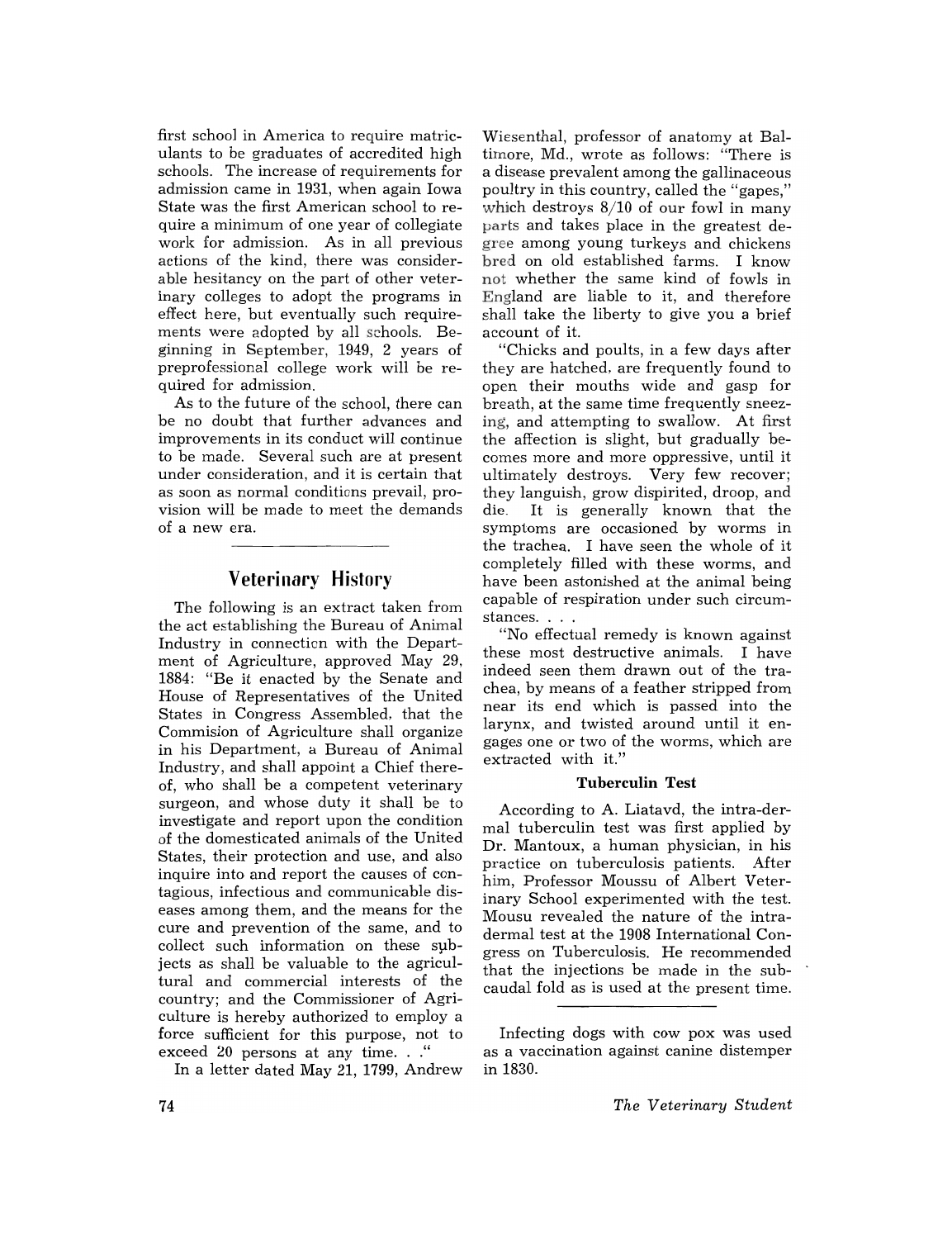first school in America to require matriculants to be graduates of accredited high schools. The increase of requirements for admission came in 1931, when again Iowa State was the first American school to require a minimum of one year of collegiate work for admission. As in all previous actions of the kind, there was considerable hesitancy on the part of other veterinary colleges to adopt the programs in effect here, but eventually such requirements were adopted by all schools. Beginning in September, 1949, 2 years of preprofessional college work will be required for admission.

As to the future of the school, there can be no doubt that further advances and improvements in its conduct will continue to be made. Several such are at present under consideration, and it is certain that as soon as normal conditions prevail, provision will be made to meet the demands of a new era.

---

## Veterinary History

The following is an extract taken from the act establishing the Bureau of Animal Industry in connection with the Department of Agriculture, approved May 29, 1884: "Be it enacted by the Senate and House of Representatives of the United States in Congress Assembled, that the Commision of Agriculture shall organize in his Department, a Bureau of Animal Industry, and shall appoint a Chief thereof, who shall be a competent veterinary surgeon, and whose duty it shall be to investigate and report upon the condition of the domesticated animals of the United States, their protection and use, and also inquire into and report the causes of contagious, infectious and communicable diseases among them, and the means for the cure and prevention of the same, and to collect such information on these subjects as shall be valuable to the agricultural and commercial interests of the country; and the Commissioner of Agriculture is hereby authorized to employ a force sufficient for this purpose, not to exceed 20 persons at any time. . ."

In a letter dated May 21, 1799, Andrew Wiesenthal, professor of anatomy at Baltimore, Md., wrote as follows: "There is a disease prevalent among the gallinaceous poultry in this country, called the "gapes," which destroys 8/10 of our fowl in many parts and takes place in the greatest degree among young turkeys and chickens bred on old established farms. I know not whether the same kind of fowls in England are liable to it, and therefore shall take the liberty to give you a brief account of it.

"Chicks and poults, in a few days after they are hatched, are frequently found to open their mouths wide and gasp for breath, at the same time frequently sneezing, and attempting to swallow. At first the affection is slight, but gradually becomes more and more oppressive, until it ultimately destroys. Very few recover; they languish, grow dispirited, droop, and die. It is generally known that the symptoms are occasioned by worms in the trachea. I have seen the whole of it completely filled with these worms, and have been astonished at the animal being capable of respiration under such circumstances. . . .

"No effectual remedy is known against these most destructive animals. I have indeed seen them drawn out of the trachea, by means of a feather stripped from near its end which is passed into the larynx, and twisted around until it engages one or two of the worms, which are extracted with it."

### Tuberculin Test

According to A. Liatavd, the intra-dermal tuberculin test was first applied by Dr. Mantoux, a human physician, in his practice on tuberculosis patients. After him, Professor Moussu of Albert Veterinary School experimented with the test. Mousu revealed the nature of the intradermal test at the 1908 International Congress on Tuberculosis. He recommended that the injections be made in the subcaudal fold as is used at the present time.

---

Infecting dogs with cow pox was used as a vaccination against canine distemper in 1830.